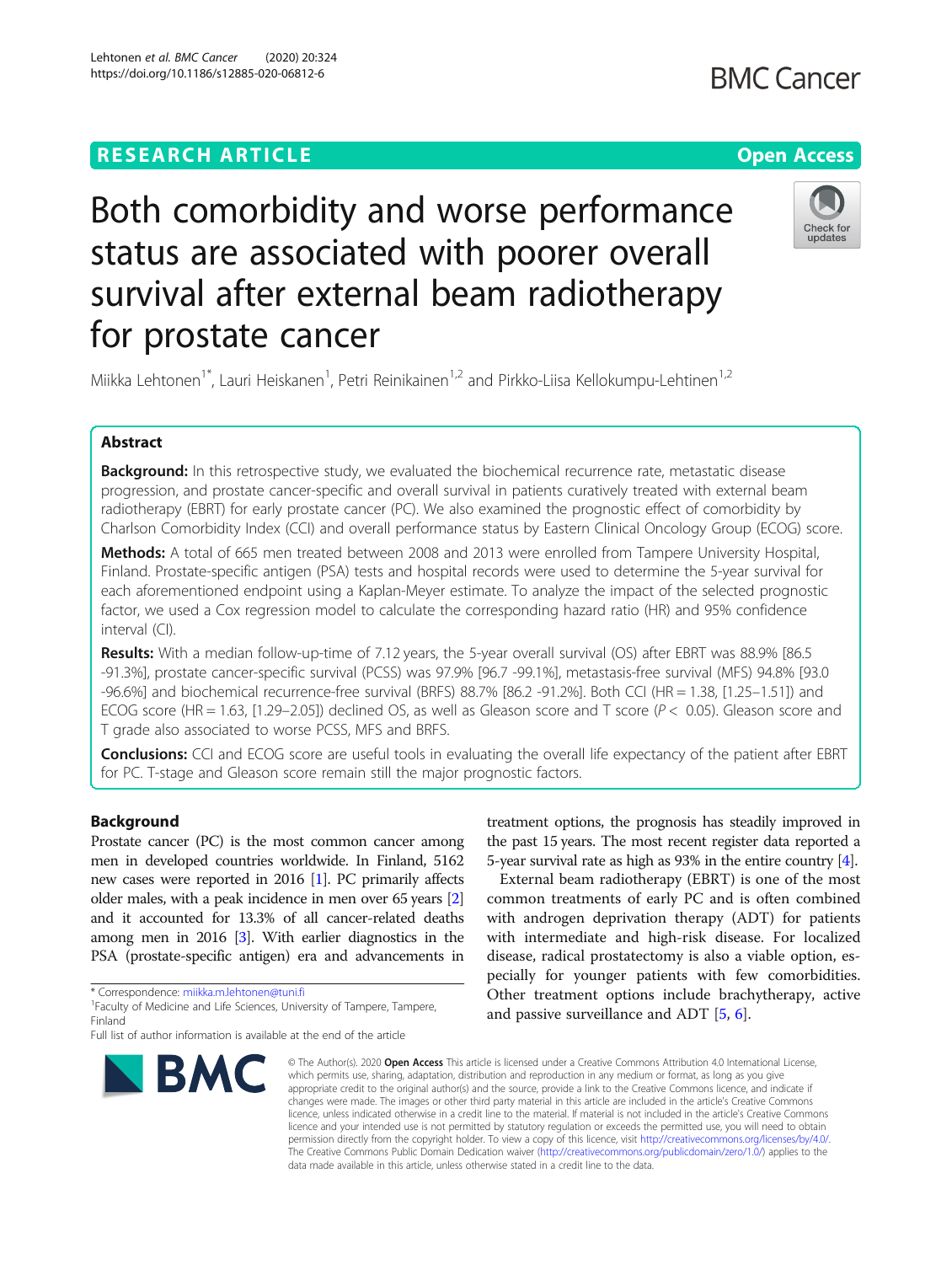RESEARCH ARTICLE

Open Access

# Both comorbidity and worse performance status are associated with poorer overall survival after external beam radiotherapy for prostate cancer

Miikka Lehtonen[1*], Lauri Heiskanen[1], Petri Reinikainen[1,2] and Pirkko-Liisa Kellokumpu-Lehtinen[1,2]

## Abstract

**Background:** In this retrospective study, we evaluated the biochemical recurrence rate, metastatic disease progression, and prostate cancer-specific and overall survival in patients curatively treated with external beam radiotherapy (EBRT) for early prostate cancer (PC). We also examined the prognostic effect of comorbidity by Charlson Comorbidity Index (CCI) and overall performance status by Eastern Clinical Oncology Group (ECOG) score.

**Methods:** A total of 665 men treated between 2008 and 2013 were enrolled from Tampere University Hospital, Finland. Prostate-specific antigen (PSA) tests and hospital records were used to determine the 5-year survival for each aforementioned endpoint using a Kaplan-Meyer estimate. To analyze the impact of the selected prognostic factor, we used a Cox regression model to calculate the corresponding hazard ratio (HR) and 95% confidence interval (CI).

**Results:** With a median follow-up-time of 7.12 years, the 5-year overall survival (OS) after EBRT was 88.9% [86.5 -91.3%], prostate cancer-specific survival (PCSS) was 97.9% [96.7 -99.1%], metastasis-free survival (MFS) 94.8% [93.0 -96.6%] and biochemical recurrence-free survival (BRFS) 88.7% [86.2 -91.2%]. Both CCI (HR = 1.38, [1.25–1.51]) and ECOG score (HR = 1.63, [1.29–2.05]) declined OS, as well as Gleason score and T score ($P < 0.05$). Gleason score and T grade also associated to worse PCSS, MFS and BRFS.

**Conclusions:** CCI and ECOG score are useful tools in evaluating the overall life expectancy of the patient after EBRT for PC. T-stage and Gleason score remain still the major prognostic factors.

## Background

Prostate cancer (PC) is the most common cancer among men in developed countries worldwide. In Finland, 5162 new cases were reported in 2016 [1]. PC primarily affects older males, with a peak incidence in men over 65 years [2] and it accounted for 13.3% of all cancer-related deaths among men in 2016 [3]. With earlier diagnostics in the PSA (prostate-specific antigen) era and advancements in treatment options, the prognosis has steadily improved in the past 15 years. The most recent register data reported a 5-year survival rate as high as 93% in the entire country [4].

External beam radiotherapy (EBRT) is one of the most common treatments of early PC and is often combined with androgen deprivation therapy (ADT) for patients with intermediate and high-risk disease. For localized disease, radical prostatectomy is also a viable option, especially for younger patients with few comorbidities. Other treatment options include brachytherapy, active and passive surveillance and ADT [5, 6].

* Correspondence: miikka.m.lehtonen@tuni.fi
[1]Faculty of Medicine and Life Sciences, University of Tampere, Tampere, Finland
Full list of author information is available at the end of the article

© The Author(s). 2020 **Open Access** This article is licensed under a Creative Commons Attribution 4.0 International License, which permits use, sharing, adaptation, distribution and reproduction in any medium or format, as long as you give appropriate credit to the original author(s) and the source, provide a link to the Creative Commons licence, and indicate if changes were made. The images or other third party material in this article are included in the article's Creative Commons licence, unless indicated otherwise in a credit line to the material. If material is not included in the article's Creative Commons licence and your intended use is not permitted by statutory regulation or exceeds the permitted use, you will need to obtain permission directly from the copyright holder. To view a copy of this licence, visit http://creativecommons.org/licenses/by/4.0/. The Creative Commons Public Domain Dedication waiver (http://creativecommons.org/publicdomain/zero/1.0/) applies to the data made available in this article, unless otherwise stated in a credit line to the data.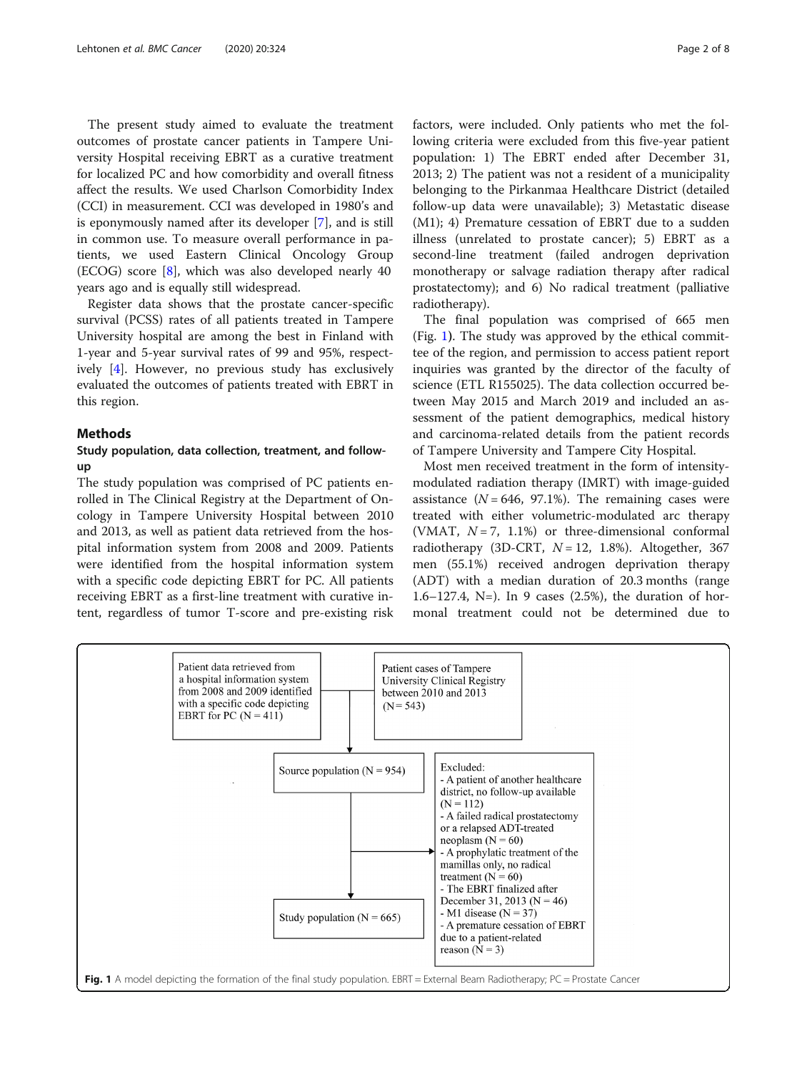The present study aimed to evaluate the treatment outcomes of prostate cancer patients in Tampere University Hospital receiving EBRT as a curative treatment for localized PC and how comorbidity and overall fitness affect the results. We used Charlson Comorbidity Index (CCI) in measurement. CCI was developed in 1980's and is eponymously named after its developer [7], and is still in common use. To measure overall performance in patients, we used Eastern Clinical Oncology Group (ECOG) score [8], which was also developed nearly 40 years ago and is equally still widespread.

Register data shows that the prostate cancer-specific survival (PCSS) rates of all patients treated in Tampere University hospital are among the best in Finland with 1-year and 5-year survival rates of 99 and 95%, respectively [4]. However, no previous study has exclusively evaluated the outcomes of patients treated with EBRT in this region.

## Methods

### Study population, data collection, treatment, and follow-up

The study population was comprised of PC patients enrolled in The Clinical Registry at the Department of Oncology in Tampere University Hospital between 2010 and 2013, as well as patient data retrieved from the hospital information system from 2008 and 2009. Patients were identified from the hospital information system with a specific code depicting EBRT for PC. All patients receiving EBRT as a first-line treatment with curative intent, regardless of tumor T-score and pre-existing risk factors, were included. Only patients who met the following criteria were excluded from this five-year patient population: 1) The EBRT ended after December 31, 2013; 2) The patient was not a resident of a municipality belonging to the Pirkanmaa Healthcare District (detailed follow-up data were unavailable); 3) Metastatic disease (M1); 4) Premature cessation of EBRT due to a sudden illness (unrelated to prostate cancer); 5) EBRT as a second-line treatment (failed androgen deprivation monotherapy or salvage radiation therapy after radical prostatectomy); and 6) No radical treatment (palliative radiotherapy).

The final population was comprised of 665 men (Fig. 1). The study was approved by the ethical committee of the region, and permission to access patient report inquiries was granted by the director of the faculty of science (ETL R155025). The data collection occurred between May 2015 and March 2019 and included an assessment of the patient demographics, medical history and carcinoma-related details from the patient records of Tampere University and Tampere City Hospital.

Most men received treatment in the form of intensity-modulated radiation therapy (IMRT) with image-guided assistance ($N = 646$, 97.1%). The remaining cases were treated with either volumetric-modulated arc therapy (VMAT, $N = 7$, 1.1%) or three-dimensional conformal radiotherapy (3D-CRT, $N = 12$, 1.8%). Altogether, 367 men (55.1%) received androgen deprivation therapy (ADT) with a median duration of 20.3 months (range 1.6–127.4, N=). In 9 cases (2.5%), the duration of hormonal treatment could not be determined due to

Patient data retrieved from a hospital information system from 2008 and 2009 identified with a specific code depicting EBRT for PC (N = 411)

Patient cases of Tampere University Clinical Registry between 2010 and 2013 (N = 543)

Source population (N = 954)

Excluded:
- A patient of another healthcare district, no follow-up available (N = 112)
- A failed radical prostatectomy or a relapsed ADT-treated neoplasm (N = 60)
- A prophylatic treatment of the mamillas only, no radical treatment (N = 60)
- The EBRT finalized after December 31, 2013 (N = 46)
- M1 disease (N = 37)
- A premature cessation of EBRT due to a patient-related reason (N = 3)

Study population (N = 665)

**Fig. 1** A model depicting the formation of the final study population. EBRT = External Beam Radiotherapy; PC = Prostate Cancer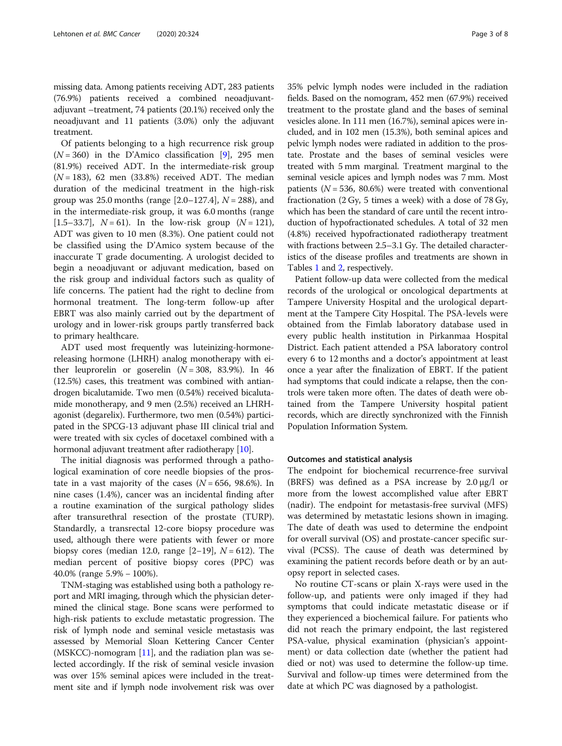missing data. Among patients receiving ADT, 283 patients (76.9%) patients received a combined neoadjuvant-adjuvant –treatment, 74 patients (20.1%) received only the neoadjuvant and 11 patients (3.0%) only the adjuvant treatment.

Of patients belonging to a high recurrence risk group ($N = 360$) in the D'Amico classification [9], 295 men (81.9%) received ADT. In the intermediate-risk group ($N = 183$), 62 men (33.8%) received ADT. The median duration of the medicinal treatment in the high-risk group was 25.0 months (range [2.0–127.4], $N = 288$), and in the intermediate-risk group, it was 6.0 months (range [1.5–33.7], $N = 61$). In the low-risk group ($N = 121$), ADT was given to 10 men (8.3%). One patient could not be classified using the D'Amico system because of the inaccurate T grade documenting. A urologist decided to begin a neoadjuvant or adjuvant medication, based on the risk group and individual factors such as quality of life concerns. The patient had the right to decline from hormonal treatment. The long-term follow-up after EBRT was also mainly carried out by the department of urology and in lower-risk groups partly transferred back to primary healthcare.

ADT used most frequently was luteinizing-hormone-releasing hormone (LHRH) analog monotherapy with either leuprorelin or goserelin ($N = 308$, 83.9%). In 46 (12.5%) cases, this treatment was combined with antiandrogen bicalutamide. Two men (0.54%) received bicalutamide monotherapy, and 9 men (2.5%) received an LHRH-agonist (degarelix). Furthermore, two men (0.54%) participated in the SPCG-13 adjuvant phase III clinical trial and were treated with six cycles of docetaxel combined with a hormonal adjuvant treatment after radiotherapy [10].

The initial diagnosis was performed through a pathological examination of core needle biopsies of the prostate in a vast majority of the cases ($N = 656$, 98.6%). In nine cases (1.4%), cancer was an incidental finding after a routine examination of the surgical pathology slides after transurethral resection of the prostate (TURP). Standardly, a transrectal 12-core biopsy procedure was used, although there were patients with fewer or more biopsy cores (median 12.0, range [2–19], $N = 612$). The median percent of positive biopsy cores (PPC) was 40.0% (range 5.9% – 100%).

TNM-staging was established using both a pathology report and MRI imaging, through which the physician determined the clinical stage. Bone scans were performed to high-risk patients to exclude metastatic progression. The risk of lymph node and seminal vesicle metastasis was assessed by Memorial Sloan Kettering Cancer Center (MSKCC)-nomogram [11], and the radiation plan was selected accordingly. If the risk of seminal vesicle invasion was over 15% seminal apices were included in the treatment site and if lymph node involvement risk was over 35% pelvic lymph nodes were included in the radiation fields. Based on the nomogram, 452 men (67.9%) received treatment to the prostate gland and the bases of seminal vesicles alone. In 111 men (16.7%), seminal apices were included, and in 102 men (15.3%), both seminal apices and pelvic lymph nodes were radiated in addition to the prostate. Prostate and the bases of seminal vesicles were treated with 5 mm marginal. Treatment marginal to the seminal vesicle apices and lymph nodes was 7 mm. Most patients ($N = 536$, 80.6%) were treated with conventional fractionation (2 Gy, 5 times a week) with a dose of 78 Gy, which has been the standard of care until the recent introduction of hypofractionated schedules. A total of 32 men (4.8%) received hypofractionated radiotherapy treatment with fractions between 2.5–3.1 Gy. The detailed characteristics of the disease profiles and treatments are shown in Tables 1 and 2, respectively.

Patient follow-up data were collected from the medical records of the urological or oncological departments at Tampere University Hospital and the urological department at the Tampere City Hospital. The PSA-levels were obtained from the Fimlab laboratory database used in every public health institution in Pirkanmaa Hospital District. Each patient attended a PSA laboratory control every 6 to 12 months and a doctor's appointment at least once a year after the finalization of EBRT. If the patient had symptoms that could indicate a relapse, then the controls were taken more often. The dates of death were obtained from the Tampere University hospital patient records, which are directly synchronized with the Finnish Population Information System.

### Outcomes and statistical analysis

The endpoint for biochemical recurrence-free survival (BRFS) was defined as a PSA increase by 2.0 μg/l or more from the lowest accomplished value after EBRT (nadir). The endpoint for metastasis-free survival (MFS) was determined by metastatic lesions shown in imaging. The date of death was used to determine the endpoint for overall survival (OS) and prostate-cancer specific survival (PCSS). The cause of death was determined by examining the patient records before death or by an autopsy report in selected cases.

No routine CT-scans or plain X-rays were used in the follow-up, and patients were only imaged if they had symptoms that could indicate metastatic disease or if they experienced a biochemical failure. For patients who did not reach the primary endpoint, the last registered PSA-value, physical examination (physician's appointment) or data collection date (whether the patient had died or not) was used to determine the follow-up time. Survival and follow-up times were determined from the date at which PC was diagnosed by a pathologist.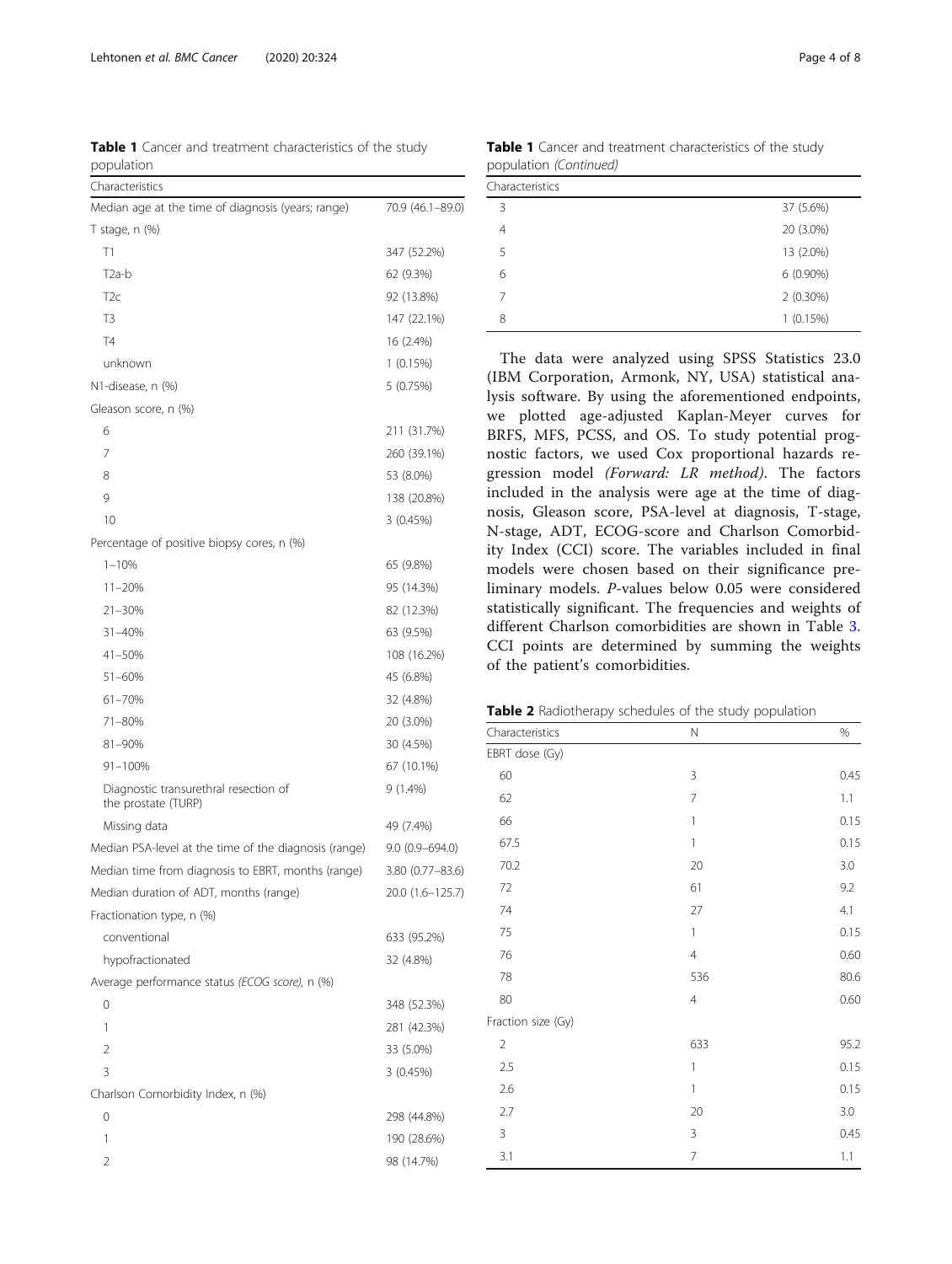**Table 1** Cancer and treatment characteristics of the study population

| Characteristics | |
|---|---|
| Median age at the time of diagnosis (years; range) | 70.9 (46.1–89.0) |
| T stage, n (%) | |
| T1 | 347 (52.2%) |
| T2a-b | 62 (9.3%) |
| T2c | 92 (13.8%) |
| T3 | 147 (22.1%) |
| T4 | 16 (2.4%) |
| unknown | 1 (0.15%) |
| N1-disease, n (%) | 5 (0.75%) |
| Gleason score, n (%) | |
| 6 | 211 (31.7%) |
| 7 | 260 (39.1%) |
| 8 | 53 (8.0%) |
| 9 | 138 (20.8%) |
| 10 | 3 (0.45%) |
| Percentage of positive biopsy cores, n (%) | |
| 1–10% | 65 (9.8%) |
| 11–20% | 95 (14.3%) |
| 21–30% | 82 (12.3%) |
| 31–40% | 63 (9.5%) |
| 41–50% | 108 (16.2%) |
| 51–60% | 45 (6.8%) |
| 61–70% | 32 (4.8%) |
| 71–80% | 20 (3.0%) |
| 81–90% | 30 (4.5%) |
| 91–100% | 67 (10.1%) |
| Diagnostic transurethral resection of the prostate (TURP) | 9 (1.4%) |
| Missing data | 49 (7.4%) |
| Median PSA-level at the time of the diagnosis (range) | 9.0 (0.9–694.0) |
| Median time from diagnosis to EBRT, months (range) | 3.80 (0.77–83.6) |
| Median duration of ADT, months (range) | 20.0 (1.6–125.7) |
| Fractionation type, n (%) | |
| conventional | 633 (95.2%) |
| hypofractionated | 32 (4.8%) |
| Average performance status *(ECOG score)*, n (%) | |
| 0 | 348 (52.3%) |
| 1 | 281 (42.3%) |
| 2 | 33 (5.0%) |
| 3 | 3 (0.45%) |
| Charlson Comorbidity Index, n (%) | |
| 0 | 298 (44.8%) |
| 1 | 190 (28.6%) |
| 2 | 98 (14.7%) |
| 3 | 37 (5.6%) |
| 4 | 20 (3.0%) |
| 5 | 13 (2.0%) |
| 6 | 6 (0.90%) |
| 7 | 2 (0.30%) |
| 8 | 1 (0.15%) |

The data were analyzed using SPSS Statistics 23.0 (IBM Corporation, Armonk, NY, USA) statistical analysis software. By using the aforementioned endpoints, we plotted age-adjusted Kaplan-Meyer curves for BRFS, MFS, PCSS, and OS. To study potential prognostic factors, we used Cox proportional hazards regression model *(Forward: LR method)*. The factors included in the analysis were age at the time of diagnosis, Gleason score, PSA-level at diagnosis, T-stage, N-stage, ADT, ECOG-score and Charlson Comorbidity Index (CCI) score. The variables included in final models were chosen based on their significance preliminary models. *P*-values below 0.05 were considered statistically significant. The frequencies and weights of different Charlson comorbidities are shown in Table 3. CCI points are determined by summing the weights of the patient's comorbidities.

**Table 2** Radiotherapy schedules of the study population

| Characteristics | N | % |
|---|---|---|
| EBRT dose (Gy) | | |
| 60 | 3 | 0.45 |
| 62 | 7 | 1.1 |
| 66 | 1 | 0.15 |
| 67.5 | 1 | 0.15 |
| 70.2 | 20 | 3.0 |
| 72 | 61 | 9.2 |
| 74 | 27 | 4.1 |
| 75 | 1 | 0.15 |
| 76 | 4 | 0.60 |
| 78 | 536 | 80.6 |
| 80 | 4 | 0.60 |
| Fraction size (Gy) | | |
| 2 | 633 | 95.2 |
| 2.5 | 1 | 0.15 |
| 2.6 | 1 | 0.15 |
| 2.7 | 20 | 3.0 |
| 3 | 3 | 0.45 |
| 3.1 | 7 | 1.1 |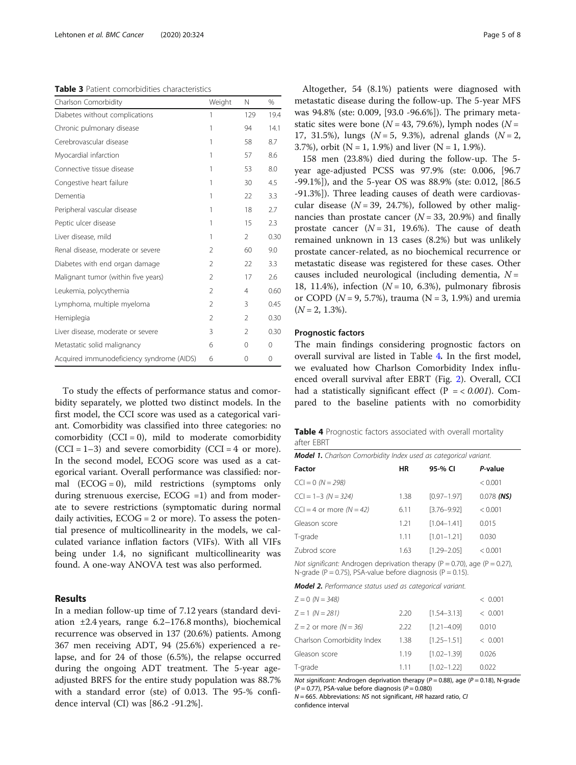**Table 3** Patient comorbidities characteristics

| Charlson Comorbidity | Weight | N | % |
| --- | --- | --- | --- |
| Diabetes without complications | 1 | 129 | 19.4 |
| Chronic pulmonary disease | 1 | 94 | 14.1 |
| Cerebrovascular disease | 1 | 58 | 8.7 |
| Myocardial infarction | 1 | 57 | 8.6 |
| Connective tissue disease | 1 | 53 | 8.0 |
| Congestive heart failure | 1 | 30 | 4.5 |
| Dementia | 1 | 22 | 3.3 |
| Peripheral vascular disease | 1 | 18 | 2.7 |
| Peptic ulcer disease | 1 | 15 | 2.3 |
| Liver disease, mild | 1 | 2 | 0.30 |
| Renal disease, moderate or severe | 2 | 60 | 9.0 |
| Diabetes with end organ damage | 2 | 22 | 3.3 |
| Malignant tumor (within five years) | 2 | 17 | 2.6 |
| Leukemia, polycythemia | 2 | 4 | 0.60 |
| Lymphoma, multiple myeloma | 2 | 3 | 0.45 |
| Hemiplegia | 2 | 2 | 0.30 |
| Liver disease, moderate or severe | 3 | 2 | 0.30 |
| Metastatic solid malignancy | 6 | 0 | 0 |
| Acquired immunodeficiency syndrome (AIDS) | 6 | 0 | 0 |

To study the effects of performance status and comorbidity separately, we plotted two distinct models. In the first model, the CCI score was used as a categorical variant. Comorbidity was classified into three categories: no comorbidity (CCI = 0), mild to moderate comorbidity (CCI = 1–3) and severe comorbidity (CCI = 4 or more). In the second model, ECOG score was used as a categorical variant. Overall performance was classified: normal (ECOG = 0), mild restrictions (symptoms only during strenuous exercise, ECOG =1) and from moderate to severe restrictions (symptomatic during normal daily activities, ECOG = 2 or more). To assess the potential presence of multicollinearity in the models, we calculated variance inflation factors (VIFs). With all VIFs being under 1.4, no significant multicollinearity was found. A one-way ANOVA test was also performed.

## Results

In a median follow-up time of 7.12 years (standard deviation ±2.4 years, range 6.2–176.8 months), biochemical recurrence was observed in 137 (20.6%) patients. Among 367 men receiving ADT, 94 (25.6%) experienced a relapse, and for 24 of those (6.5%), the relapse occurred during the ongoing ADT treatment. The 5-year age-adjusted BRFS for the entire study population was 88.7% with a standard error (ste) of 0.013. The 95-% confidence interval (CI) was [86.2 -91.2%].

Altogether, 54 (8.1%) patients were diagnosed with metastatic disease during the follow-up. The 5-year MFS was 94.8% (ste: 0.009, [93.0 -96.6%]). The primary metastatic sites were bone (*N* = 43, 79.6%), lymph nodes (*N* = 17, 31.5%), lungs (*N* = 5, 9.3%), adrenal glands (*N* = 2, 3.7%), orbit (N = 1, 1.9%) and liver (N = 1, 1.9%).

158 men (23.8%) died during the follow-up. The 5-year age-adjusted PCSS was 97.9% (ste: 0.006, [96.7 -99.1%]), and the 5-year OS was 88.9% (ste: 0.012, [86.5 -91.3%]). Three leading causes of death were cardiovascular disease (*N* = 39, 24.7%), followed by other malignancies than prostate cancer (*N* = 33, 20.9%) and finally prostate cancer (*N* = 31, 19.6%). The cause of death remained unknown in 13 cases (8.2%) but was unlikely prostate cancer-related, as no biochemical recurrence or metastatic disease was registered for these cases. Other causes included neurological (including dementia, *N* = 18, 11.4%), infection (*N* = 10, 6.3%), pulmonary fibrosis or COPD (*N* = 9, 5.7%), trauma (N = 3, 1.9%) and uremia (*N* = 2, 1.3%).

### Prognostic factors

The main findings considering prognostic factors on overall survival are listed in Table 4. In the first model, we evaluated how Charlson Comorbidity Index influenced overall survival after EBRT (Fig. 2). Overall, CCI had a statistically significant effect (P = < *0.001*). Compared to the baseline patients with no comorbidity

**Table 4** Prognostic factors associated with overall mortality after EBRT

| ***Model 1.** Charlson Comorbidity Index used as categorical variant.* | | | |
| --- | --- | --- | --- |
| **Factor** | **HR** | **95-% CI** | ***P*-value** |
| CCI = 0 *(N = 298)* | | | < 0.001 |
| CCI = 1–3 *(N = 324)* | 1.38 | [0.97–1.97] | 0.078 ***(NS)*** |
| CCI = 4 or more *(N = 42)* | 6.11 | [3.76–9.92] | < 0.001 |
| Gleason score | 1.21 | [1.04–1.41] | 0.015 |
| T-grade | 1.11 | [1.01–1.21] | 0.030 |
| Zubrod score | 1.63 | [1.29–2.05] | < 0.001 |
| *Not significant:* Androgen deprivation therapy (P = 0.70), age (P = 0.27), N-grade (P = 0.75), PSA-value before diagnosis (P = 0.15). | | | |
| ***Model 2.** Performance status used as categorical variant.* | | | |
| Z = 0 *(N = 348)* | | | < 0.001 |
| Z = 1 *(N = 281)* | 2.20 | [1.54–3.13] | < 0.001 |
| Z = 2 or more *(N = 36)* | 2.22 | [1.21–4.09] | 0.010 |
| Charlson Comorbidity Index | 1.38 | [1.25–1.51] | < 0.001 |
| Gleason score | 1.19 | [1.02–1.39] | 0.026 |
| T-grade | 1.11 | [1.02–1.22] | 0.022 |

*Not significant:* Androgen deprivation therapy (*P* = 0.88), age (*P* = 0.18), N-grade (*P* = 0.77), PSA-value before diagnosis (*P* = 0.080)
*N* = 665. Abbreviations: *NS* not significant, *HR* hazard ratio, *CI* confidence interval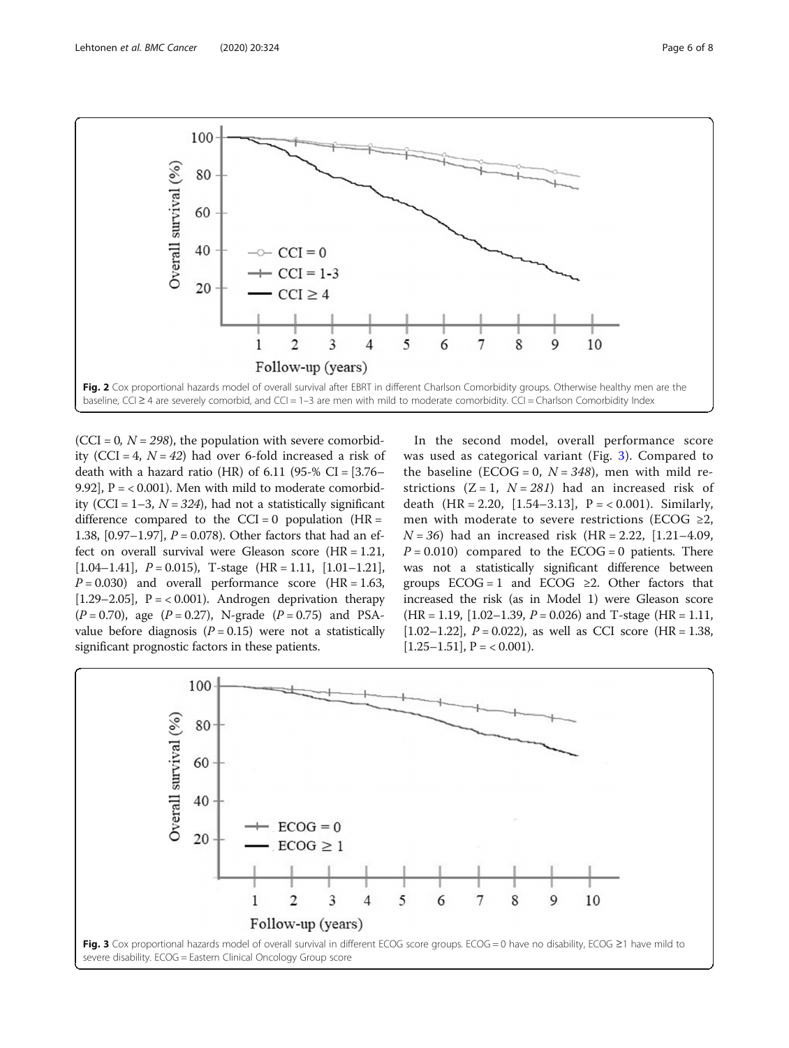Fig. 2 Cox proportional hazards model of overall survival after EBRT in different Charlson Comorbidity groups. Otherwise healthy men are the baseline, CCI ≥ 4 are severely comorbid, and CCI = 1–3 are men with mild to moderate comorbidity. CCI = Charlson Comorbidity Index

(CCI = 0, *N = 298*), the population with severe comorbidity (CCI = 4, *N = 42*) had over 6-fold increased a risk of death with a hazard ratio (HR) of 6.11 (95-% CI = [3.76–9.92], P = < 0.001). Men with mild to moderate comorbidity (CCI = 1–3, *N = 324*), had not a statistically significant difference compared to the CCI = 0 population (HR = 1.38, [0.97–1.97], *P* = 0.078). Other factors that had an effect on overall survival were Gleason score (HR = 1.21, [1.04–1.41], *P* = 0.015), T-stage (HR = 1.11, [1.01–1.21], *P* = 0.030) and overall performance score (HR = 1.63, [1.29–2.05], P = < 0.001). Androgen deprivation therapy (*P* = 0.70), age (*P* = 0.27), N-grade (*P* = 0.75) and PSA-value before diagnosis (*P* = 0.15) were not a statistically significant prognostic factors in these patients.

In the second model, overall performance score was used as categorical variant (Fig. 3). Compared to the baseline (ECOG = 0, *N = 348*), men with mild restrictions (Z = 1, *N = 281*) had an increased risk of death (HR = 2.20, [1.54–3.13], P = < 0.001). Similarly, men with moderate to severe restrictions (ECOG ≥2, *N = 36*) had an increased risk (HR = 2.22, [1.21–4.09, *P* = 0.010) compared to the ECOG = 0 patients. There was not a statistically significant difference between groups ECOG = 1 and ECOG ≥2. Other factors that increased the risk (as in Model 1) were Gleason score (HR = 1.19, [1.02–1.39, *P* = 0.026) and T-stage (HR = 1.11, [1.02–1.22], *P* = 0.022), as well as CCI score (HR = 1.38, [1.25–1.51], P = < 0.001).

Fig. 3 Cox proportional hazards model of overall survival in different ECOG score groups. ECOG = 0 have no disability, ECOG ≥1 have mild to severe disability. ECOG = Eastern Clinical Oncology Group score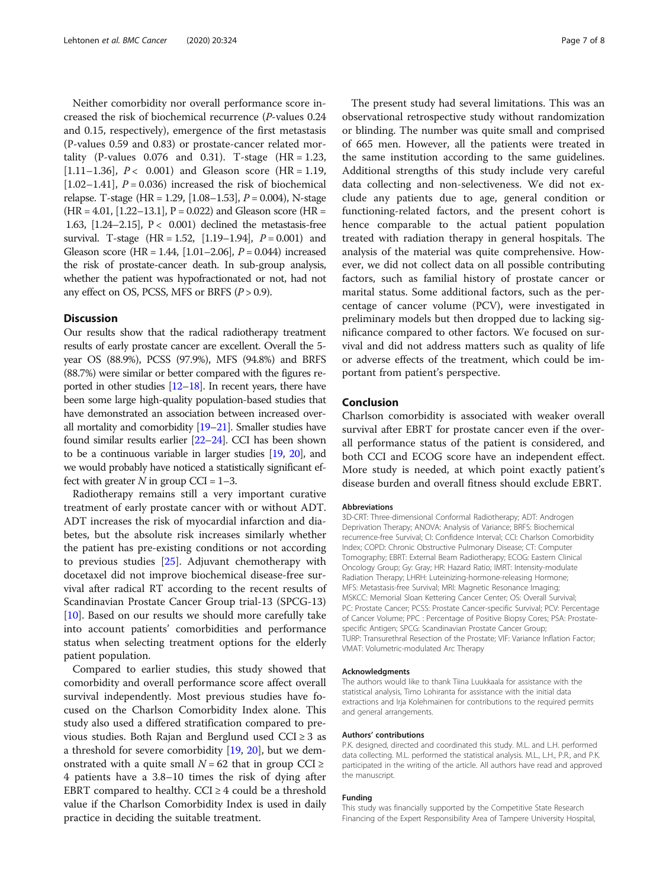Neither comorbidity nor overall performance score increased the risk of biochemical recurrence (*P*-values 0.24 and 0.15, respectively), emergence of the first metastasis (P-values 0.59 and 0.83) or prostate-cancer related mortality (P-values 0.076 and 0.31). T-stage (HR = 1.23, [1.11–1.36], $P < 0.001$) and Gleason score (HR = 1.19, [1.02–1.41], $P = 0.036$) increased the risk of biochemical relapse. T-stage (HR = 1.29, [1.08–1.53], $P = 0.004$), N-stage (HR = 4.01, [1.22–13.1], P = 0.022) and Gleason score (HR = 1.63, [1.24–2.15], P < 0.001) declined the metastasis-free survival. T-stage (HR = 1.52, [1.19–1.94], $P = 0.001$) and Gleason score (HR = 1.44, [1.01–2.06], $P = 0.044$) increased the risk of prostate-cancer death. In sub-group analysis, whether the patient was hypofractionated or not, had not any effect on OS, PCSS, MFS or BRFS ($P > 0.9$).

## Discussion

Our results show that the radical radiotherapy treatment results of early prostate cancer are excellent. Overall the 5-year OS (88.9%), PCSS (97.9%), MFS (94.8%) and BRFS (88.7%) were similar or better compared with the figures reported in other studies [12–18]. In recent years, there have been some large high-quality population-based studies that have demonstrated an association between increased overall mortality and comorbidity [19–21]. Smaller studies have found similar results earlier [22–24]. CCI has been shown to be a continuous variable in larger studies [19, 20], and we would probably have noticed a statistically significant effect with greater $N$ in group CCI = 1–3.

Radiotherapy remains still a very important curative treatment of early prostate cancer with or without ADT. ADT increases the risk of myocardial infarction and diabetes, but the absolute risk increases similarly whether the patient has pre-existing conditions or not according to previous studies [25]. Adjuvant chemotherapy with docetaxel did not improve biochemical disease-free survival after radical RT according to the recent results of Scandinavian Prostate Cancer Group trial-13 (SPCG-13) [10]. Based on our results we should more carefully take into account patients' comorbidities and performance status when selecting treatment options for the elderly patient population.

Compared to earlier studies, this study showed that comorbidity and overall performance score affect overall survival independently. Most previous studies have focused on the Charlson Comorbidity Index alone. This study also used a differed stratification compared to previous studies. Both Rajan and Berglund used CCI ≥ 3 as a threshold for severe comorbidity [19, 20], but we demonstrated with a quite small $N = 62$ that in group CCI ≥ 4 patients have a 3.8–10 times the risk of dying after EBRT compared to healthy. CCI ≥ 4 could be a threshold value if the Charlson Comorbidity Index is used in daily practice in deciding the suitable treatment.

The present study had several limitations. This was an observational retrospective study without randomization or blinding. The number was quite small and comprised of 665 men. However, all the patients were treated in the same institution according to the same guidelines. Additional strengths of this study include very careful data collecting and non-selectiveness. We did not exclude any patients due to age, general condition or functioning-related factors, and the present cohort is hence comparable to the actual patient population treated with radiation therapy in general hospitals. The analysis of the material was quite comprehensive. However, we did not collect data on all possible contributing factors, such as familial history of prostate cancer or marital status. Some additional factors, such as the percentage of cancer volume (PCV), were investigated in preliminary models but then dropped due to lacking significance compared to other factors. We focused on survival and did not address matters such as quality of life or adverse effects of the treatment, which could be important from patient's perspective.

## Conclusion

Charlson comorbidity is associated with weaker overall survival after EBRT for prostate cancer even if the overall performance status of the patient is considered, and both CCI and ECOG score have an independent effect. More study is needed, at which point exactly patient's disease burden and overall fitness should exclude EBRT.

### Abbreviations

3D-CRT: Three-dimensional Conformal Radiotherapy; ADT: Androgen Deprivation Therapy; ANOVA: Analysis of Variance; BRFS: Biochemical recurrence-free Survival; CI: Confidence Interval; CCI: Charlson Comorbidity Index; COPD: Chronic Obstructive Pulmonary Disease; CT: Computer Tomography; EBRT: External Beam Radiotherapy; ECOG: Eastern Clinical Oncology Group; Gy: Gray; HR: Hazard Ratio; IMRT: Intensity-modulate Radiation Therapy; LHRH: Luteinizing-hormone-releasing Hormone; MFS: Metastasis-free Survival; MRI: Magnetic Resonance Imaging; MSKCC: Memorial Sloan Kettering Cancer Center; OS: Overall Survival; PC: Prostate Cancer; PCSS: Prostate Cancer-specific Survival; PCV: Percentage of Cancer Volume; PPC : Percentage of Positive Biopsy Cores; PSA: Prostate-specific Antigen; SPCG: Scandinavian Prostate Cancer Group; TURP: Transurethral Resection of the Prostate; VIF: Variance Inflation Factor; VMAT: Volumetric-modulated Arc Therapy

### Acknowledgments

The authors would like to thank Tiina Luukkaala for assistance with the statistical analysis, Timo Lohiranta for assistance with the initial data extractions and Irja Kolehmainen for contributions to the required permits and general arrangements.

### Authors' contributions

P.K. designed, directed and coordinated this study. M.L. and L.H. performed data collecting. M.L. performed the statistical analysis. M.L., L.H., P.R., and P.K. participated in the writing of the article. All authors have read and approved the manuscript.

### Funding

This study was financially supported by the Competitive State Research Financing of the Expert Responsibility Area of Tampere University Hospital,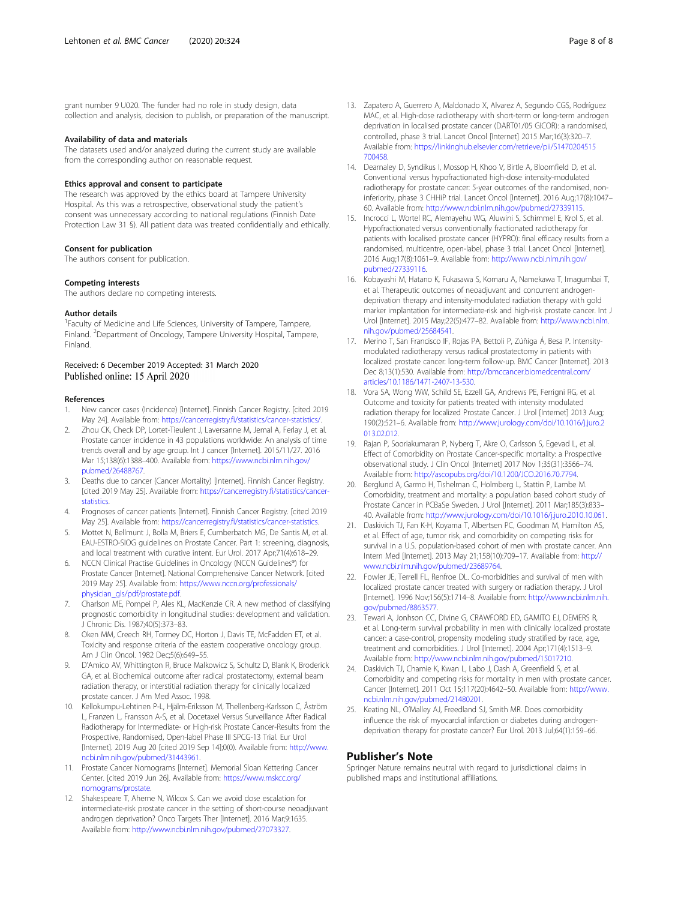grant number 9 U020. The funder had no role in study design, data collection and analysis, decision to publish, or preparation of the manuscript.

#### Availability of data and materials

The datasets used and/or analyzed during the current study are available from the corresponding author on reasonable request.

#### Ethics approval and consent to participate

The research was approved by the ethics board at Tampere University Hospital. As this was a retrospective, observational study the patient's consent was unnecessary according to national regulations (Finnish Date Protection Law 31 §). All patient data was treated confidentially and ethically.

#### Consent for publication

The authors consent for publication.

#### Competing interests

The authors declare no competing interests.

#### Author details

[1]Faculty of Medicine and Life Sciences, University of Tampere, Tampere, Finland. [2]Department of Oncology, Tampere University Hospital, Tampere, Finland.

Received: 6 December 2019 Accepted: 31 March 2020
Published online: 15 April 2020

#### References

1. New cancer cases (Incidence) [Internet]. Finnish Cancer Registry. [cited 2019 May 24]. Available from: https://cancerregistry.fi/statistics/cancer-statistics/.
2. Zhou CK, Check DP, Lortet-Tieulent J, Laversanne M, Jemal A, Ferlay J, et al. Prostate cancer incidence in 43 populations worldwide: An analysis of time trends overall and by age group. Int J cancer [Internet]. 2015/11/27. 2016 Mar 15;138(6):1388–400. Available from: https://www.ncbi.nlm.nih.gov/pubmed/26488767.
3. Deaths due to cancer (Cancer Mortality) [Internet]. Finnish Cancer Registry. [cited 2019 May 25]. Available from: https://cancerregistry.fi/statistics/cancer-statistics.
4. Prognoses of cancer patients [Internet]. Finnish Cancer Registry. [cited 2019 May 25]. Available from: https://cancerregistry.fi/statistics/cancer-statistics.
5. Mottet N, Bellmunt J, Bolla M, Briers E, Cumberbatch MG, De Santis M, et al. EAU-ESTRO-SIOG guidelines on Prostate Cancer. Part 1: screening, diagnosis, and local treatment with curative intent. Eur Urol. 2017 Apr;71(4):618–29.
6. NCCN Clinical Practise Guidelines in Oncology (NCCN Guidelines®) for Prostate Cancer [Internet]. National Comprehensive Cancer Network. [cited 2019 May 25]. Available from: https://www.nccn.org/professionals/physician_gls/pdf/prostate.pdf.
7. Charlson ME, Pompei P, Ales KL, MacKenzie CR. A new method of classifying prognostic comorbidity in longitudinal studies: development and validation. J Chronic Dis. 1987;40(5):373–83.
8. Oken MM, Creech RH, Tormey DC, Horton J, Davis TE, McFadden ET, et al. Toxicity and response criteria of the eastern cooperative oncology group. Am J Clin Oncol. 1982 Dec;5(6):649–55.
9. D'Amico AV, Whittington R, Bruce Malkowicz S, Schultz D, Blank K, Broderick GA, et al. Biochemical outcome after radical prostatectomy, external beam radiation therapy, or interstitial radiation therapy for clinically localized prostate cancer. J Am Med Assoc. 1998.
10. Kellokumpu-Lehtinen P-L, Hjälm-Eriksson M, Thellenberg-Karlsson C, Åström L, Franzen L, Fransson A-S, et al. Docetaxel Versus Surveillance After Radical Radiotherapy for Intermediate- or High-risk Prostate Cancer-Results from the Prospective, Randomised, Open-label Phase III SPCG-13 Trial. Eur Urol [Internet]. 2019 Aug 20 [cited 2019 Sep 14];0(0). Available from: http://www.ncbi.nlm.nih.gov/pubmed/31443961.
11. Prostate Cancer Nomograms [Internet]. Memorial Sloan Kettering Cancer Center. [cited 2019 Jun 26]. Available from: https://www.mskcc.org/nomograms/prostate.
12. Shakespeare T, Aherne N, Wilcox S. Can we avoid dose escalation for intermediate-risk prostate cancer in the setting of short-course neoadjuvant androgen deprivation? Onco Targets Ther [Internet]. 2016 Mar;9:1635. Available from: http://www.ncbi.nlm.nih.gov/pubmed/27073327.
13. Zapatero A, Guerrero A, Maldonado X, Alvarez A, Segundo CGS, Rodríguez MAC, et al. High-dose radiotherapy with short-term or long-term androgen deprivation in localised prostate cancer (DART01/05 GICOR): a randomised, controlled, phase 3 trial. Lancet Oncol [Internet] 2015 Mar;16(3):320–7. Available from: https://linkinghub.elsevier.com/retrieve/pii/S1470204515700458.
14. Dearnaley D, Syndikus I, Mossop H, Khoo V, Birtle A, Bloomfield D, et al. Conventional versus hypofractionated high-dose intensity-modulated radiotherapy for prostate cancer: 5-year outcomes of the randomised, non-inferiority, phase 3 CHHiP trial. Lancet Oncol [Internet]. 2016 Aug;17(8):1047–60. Available from: http://www.ncbi.nlm.nih.gov/pubmed/27339115.
15. Incrocci L, Wortel RC, Alemayehu WG, Aluwini S, Schimmel E, Krol S, et al. Hypofractionated versus conventionally fractionated radiotherapy for patients with localised prostate cancer (HYPRO): final efficacy results from a randomised, multicentre, open-label, phase 3 trial. Lancet Oncol [Internet]. 2016 Aug;17(8):1061–9. Available from: http://www.ncbi.nlm.nih.gov/pubmed/27339116.
16. Kobayashi M, Hatano K, Fukasawa S, Komaru A, Namekawa T, Imagumbai T, et al. Therapeutic outcomes of neoadjuvant and concurrent androgen-deprivation therapy and intensity-modulated radiation therapy with gold marker implantation for intermediate-risk and high-risk prostate cancer. Int J Urol [Internet]. 2015 May;22(5):477–82. Available from: http://www.ncbi.nlm.nih.gov/pubmed/25684541.
17. Merino T, San Francisco IF, Rojas PA, Bettoli P, Zúñiga Á, Besa P. Intensity-modulated radiotherapy versus radical prostatectomy in patients with localized prostate cancer: long-term follow-up. BMC Cancer [Internet]. 2013 Dec 8;13(1):530. Available from: http://bmccancer.biomedcentral.com/articles/10.1186/1471-2407-13-530.
18. Vora SA, Wong WW, Schild SE, Ezzell GA, Andrews PE, Ferrigni RG, et al. Outcome and toxicity for patients treated with intensity modulated radiation therapy for localized Prostate Cancer. J Urol [Internet] 2013 Aug; 190(2):521–6. Available from: http://www.jurology.com/doi/10.1016/j.juro.2013.02.012.
19. Rajan P, Sooriakumaran P, Nyberg T, Akre O, Carlsson S, Egevad L, et al. Effect of Comorbidity on Prostate Cancer-specific mortality: a Prospective observational study. J Clin Oncol [Internet] 2017 Nov 1;35(31):3566–74. Available from: http://ascopubs.org/doi/10.1200/JCO.2016.70.7794.
20. Berglund A, Garmo H, Tishelman C, Holmberg L, Stattin P, Lambe M. Comorbidity, treatment and mortality: a population based cohort study of Prostate Cancer in PCBaSe Sweden. J Urol [Internet]. 2011 Mar;185(3):833–40. Available from: http://www.jurology.com/doi/10.1016/j.juro.2010.10.061.
21. Daskivich TJ, Fan K-H, Koyama T, Albertsen PC, Goodman M, Hamilton AS, et al. Effect of age, tumor risk, and comorbidity on competing risks for survival in a U.S. population-based cohort of men with prostate cancer. Ann Intern Med [Internet]. 2013 May 21;158(10):709–17. Available from: http://www.ncbi.nlm.nih.gov/pubmed/23689764.
22. Fowler JE, Terrell FL, Renfroe DL. Co-morbidities and survival of men with localized prostate cancer treated with surgery or radiation therapy. J Urol [Internet]. 1996 Nov;156(5):1714–8. Available from: http://www.ncbi.nlm.nih.gov/pubmed/8863577.
23. Tewari A, Jonhson CC, Divine G, CRAWFORD ED, GAMITO EJ, DEMERS R, et al. Long-term survival probability in men with clinically localized prostate cancer: a case-control, propensity modeling study stratified by race, age, treatment and comorbidities. J Urol [Internet]. 2004 Apr;171(4):1513–9. Available from: http://www.ncbi.nlm.nih.gov/pubmed/15017210.
24. Daskivich TJ, Chamie K, Kwan L, Labo J, Dash A, Greenfield S, et al. Comorbidity and competing risks for mortality in men with prostate cancer. Cancer [Internet]. 2011 Oct 15;117(20):4642–50. Available from: http://www.ncbi.nlm.nih.gov/pubmed/21480201.
25. Keating NL, O'Malley AJ, Freedland SJ, Smith MR. Does comorbidity influence the risk of myocardial infarction or diabetes during androgen-deprivation therapy for prostate cancer? Eur Urol. 2013 Jul;64(1):159–66.

## Publisher's Note

Springer Nature remains neutral with regard to jurisdictional claims in published maps and institutional affiliations.